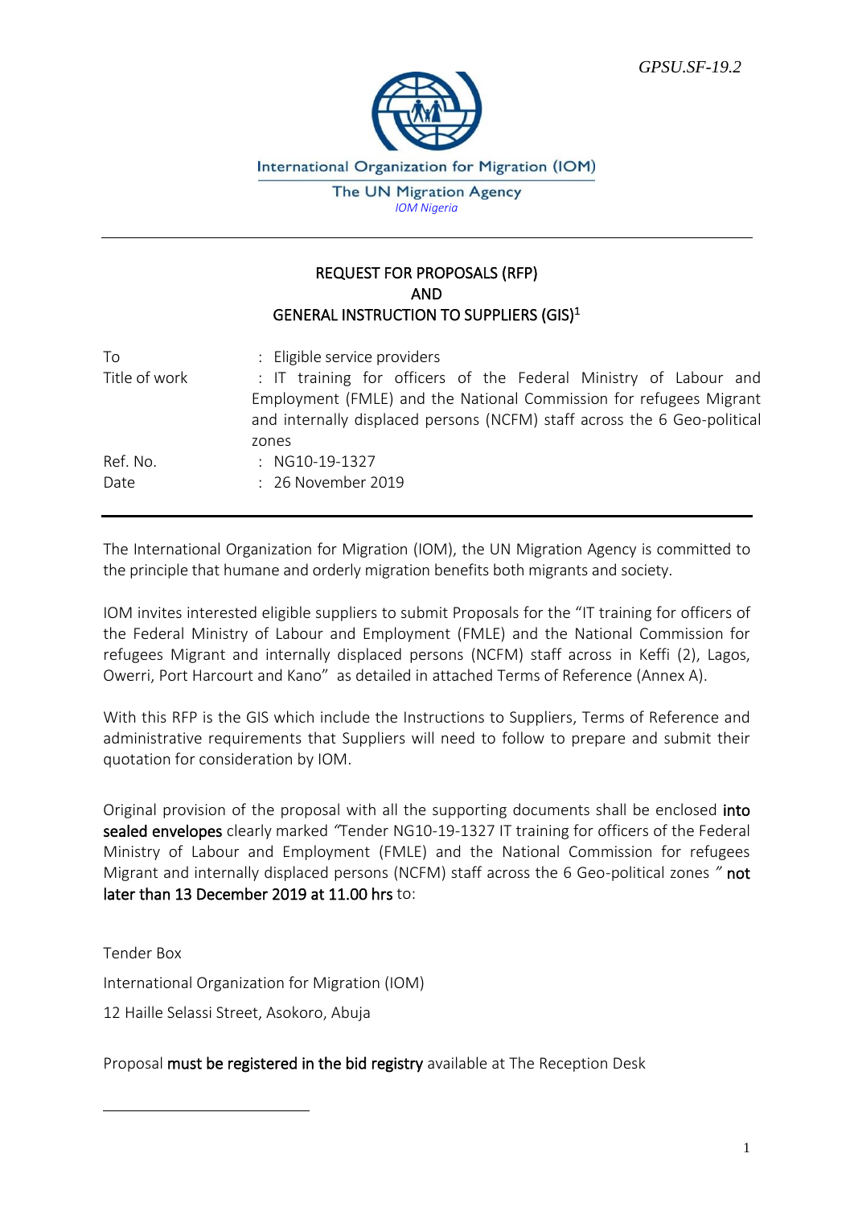GPSU.SF-19.2

International Organization for Migration (IOM)

The UN Migration Agency

*IOM Nigeria*

---

# REQUEST FOR PROPOSALS (RFP) AND GENERAL INSTRUCTION TO SUPPLIERS (GIS)[1]

| | | |
|---|---|---|
| To | : | Eligible service providers |
| Title of work | : | IT training for officers of the Federal Ministry of Labour and Employment (FMLE) and the National Commission for refugees Migrant and internally displaced persons (NCFM) staff across the 6 Geo-political zones |
| Ref. No. | : | NG10-19-1327 |
| Date | : | 26 November 2019 |

---

The International Organization for Migration (IOM), the UN Migration Agency is committed to the principle that humane and orderly migration benefits both migrants and society.

IOM invites interested eligible suppliers to submit Proposals for the "IT training for officers of the Federal Ministry of Labour and Employment (FMLE) and the National Commission for refugees Migrant and internally displaced persons (NCFM) staff across in Keffi (2), Lagos, Owerri, Port Harcourt and Kano" as detailed in attached Terms of Reference (Annex A).

With this RFP is the GIS which include the Instructions to Suppliers, Terms of Reference and administrative requirements that Suppliers will need to follow to prepare and submit their quotation for consideration by IOM.

Original provision of the proposal with all the supporting documents shall be enclosed **into sealed envelopes** clearly marked *"*Tender NG10-19-1327 IT training for officers of the Federal Ministry of Labour and Employment (FMLE) and the National Commission for refugees Migrant and internally displaced persons (NCFM) staff across the 6 Geo-political zones *"* **not later than 13 December 2019 at 11.00 hrs** to:

Tender Box

International Organization for Migration (IOM)

12 Haille Selassi Street, Asokoro, Abuja

Proposal **must be registered in the bid registry** available at The Reception Desk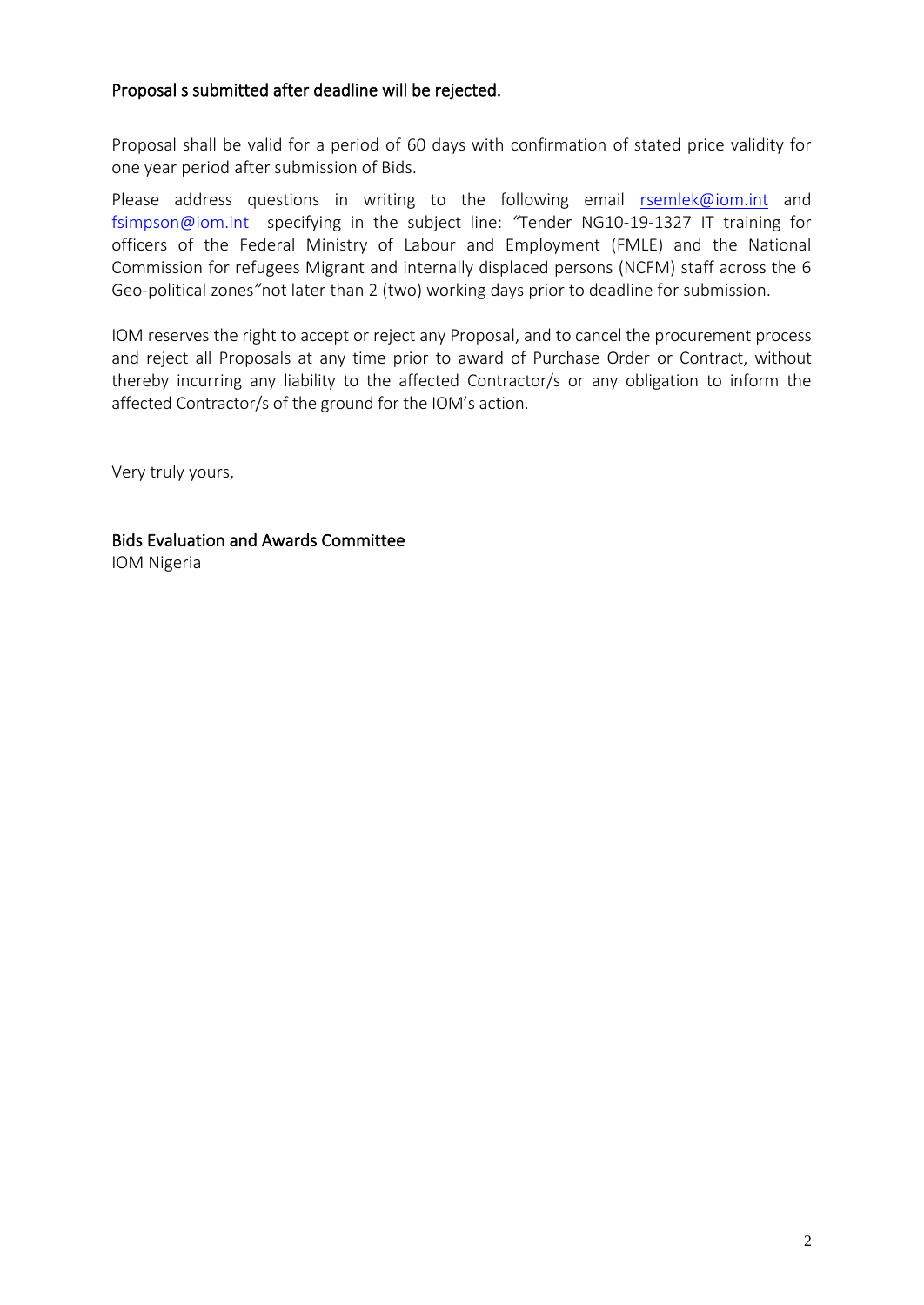Proposal s submitted after deadline will be rejected.

Proposal shall be valid for a period of 60 days with confirmation of stated price validity for one year period after submission of Bids.

Please address questions in writing to the following email rsemlek@iom.int and fsimpson@iom.int specifying in the subject line: *"*Tender NG10-19-1327 IT training for officers of the Federal Ministry of Labour and Employment (FMLE) and the National Commission for refugees Migrant and internally displaced persons (NCFM) staff across the 6 Geo-political zones*"*not later than 2 (two) working days prior to deadline for submission.

IOM reserves the right to accept or reject any Proposal, and to cancel the procurement process and reject all Proposals at any time prior to award of Purchase Order or Contract, without thereby incurring any liability to the affected Contractor/s or any obligation to inform the affected Contractor/s of the ground for the IOM's action.

Very truly yours,

Bids Evaluation and Awards Committee
IOM Nigeria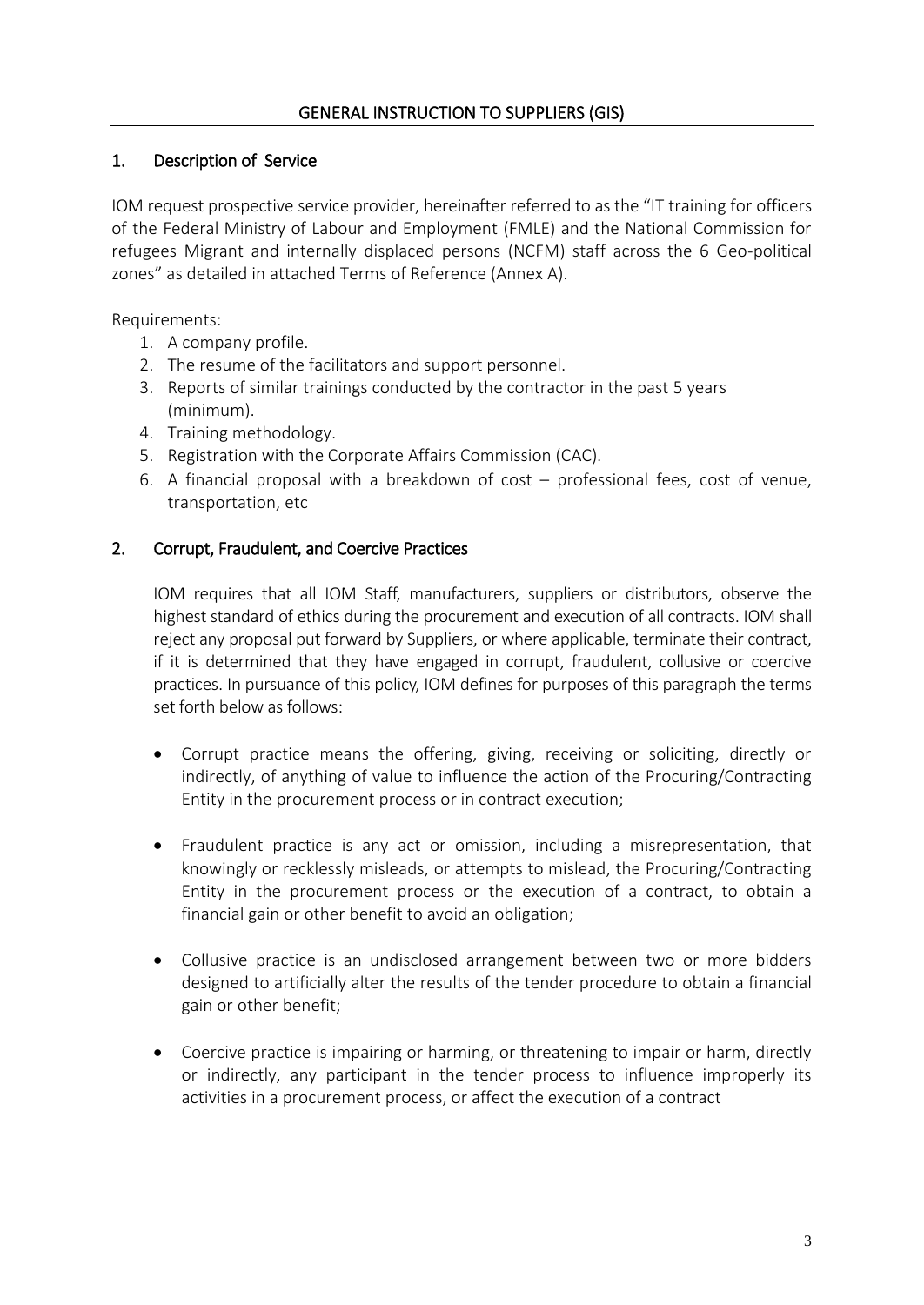## GENERAL INSTRUCTION TO SUPPLIERS (GIS)

### 1. Description of Service

IOM request prospective service provider, hereinafter referred to as the "IT training for officers of the Federal Ministry of Labour and Employment (FMLE) and the National Commission for refugees Migrant and internally displaced persons (NCFM) staff across the 6 Geo-political zones" as detailed in attached Terms of Reference (Annex A).

Requirements:

1. A company profile.
2. The resume of the facilitators and support personnel.
3. Reports of similar trainings conducted by the contractor in the past 5 years (minimum).
4. Training methodology.
5. Registration with the Corporate Affairs Commission (CAC).
6. A financial proposal with a breakdown of cost – professional fees, cost of venue, transportation, etc

### 2. Corrupt, Fraudulent, and Coercive Practices

IOM requires that all IOM Staff, manufacturers, suppliers or distributors, observe the highest standard of ethics during the procurement and execution of all contracts. IOM shall reject any proposal put forward by Suppliers, or where applicable, terminate their contract, if it is determined that they have engaged in corrupt, fraudulent, collusive or coercive practices. In pursuance of this policy, IOM defines for purposes of this paragraph the terms set forth below as follows:

- Corrupt practice means the offering, giving, receiving or soliciting, directly or indirectly, of anything of value to influence the action of the Procuring/Contracting Entity in the procurement process or in contract execution;
- Fraudulent practice is any act or omission, including a misrepresentation, that knowingly or recklessly misleads, or attempts to mislead, the Procuring/Contracting Entity in the procurement process or the execution of a contract, to obtain a financial gain or other benefit to avoid an obligation;
- Collusive practice is an undisclosed arrangement between two or more bidders designed to artificially alter the results of the tender procedure to obtain a financial gain or other benefit;
- Coercive practice is impairing or harming, or threatening to impair or harm, directly or indirectly, any participant in the tender process to influence improperly its activities in a procurement process, or affect the execution of a contract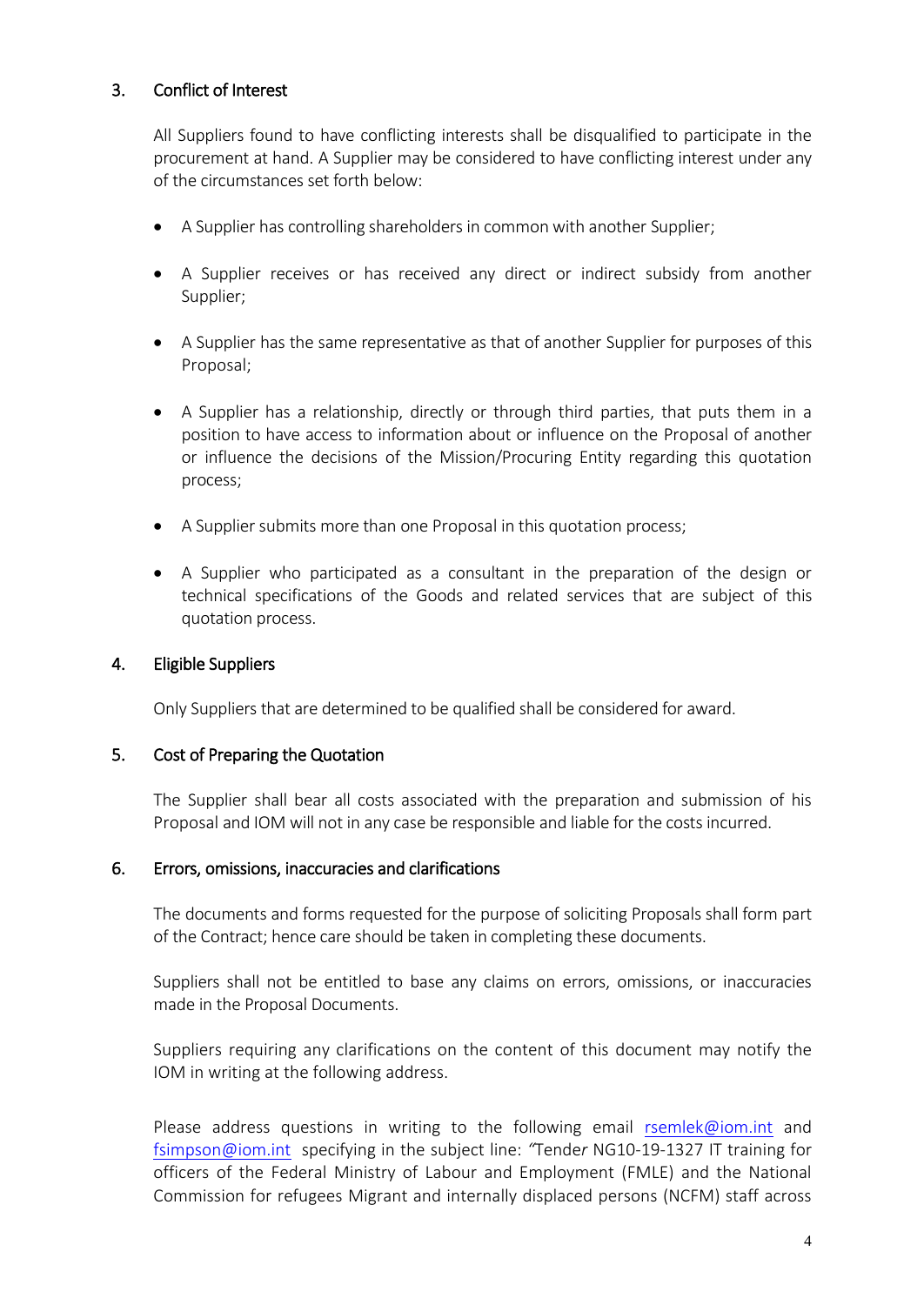## 3. Conflict of Interest

All Suppliers found to have conflicting interests shall be disqualified to participate in the procurement at hand. A Supplier may be considered to have conflicting interest under any of the circumstances set forth below:

- A Supplier has controlling shareholders in common with another Supplier;
- A Supplier receives or has received any direct or indirect subsidy from another Supplier;
- A Supplier has the same representative as that of another Supplier for purposes of this Proposal;
- A Supplier has a relationship, directly or through third parties, that puts them in a position to have access to information about or influence on the Proposal of another or influence the decisions of the Mission/Procuring Entity regarding this quotation process;
- A Supplier submits more than one Proposal in this quotation process;
- A Supplier who participated as a consultant in the preparation of the design or technical specifications of the Goods and related services that are subject of this quotation process.

## 4. Eligible Suppliers

Only Suppliers that are determined to be qualified shall be considered for award.

## 5. Cost of Preparing the Quotation

The Supplier shall bear all costs associated with the preparation and submission of his Proposal and IOM will not in any case be responsible and liable for the costs incurred.

## 6. Errors, omissions, inaccuracies and clarifications

The documents and forms requested for the purpose of soliciting Proposals shall form part of the Contract; hence care should be taken in completing these documents.

Suppliers shall not be entitled to base any claims on errors, omissions, or inaccuracies made in the Proposal Documents.

Suppliers requiring any clarifications on the content of this document may notify the IOM in writing at the following address.

Please address questions in writing to the following email rsemlek@iom.int and fsimpson@iom.int specifying in the subject line: *"Tender* NG10-19-1327 IT training for officers of the Federal Ministry of Labour and Employment (FMLE) and the National Commission for refugees Migrant and internally displaced persons (NCFM) staff across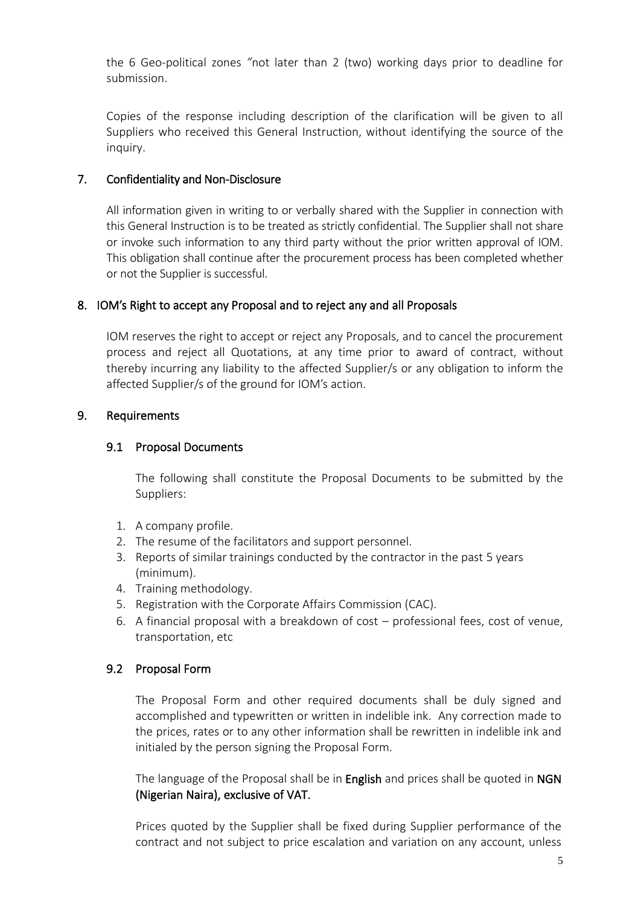the 6 Geo-political zones "not later than 2 (two) working days prior to deadline for submission.

Copies of the response including description of the clarification will be given to all Suppliers who received this General Instruction, without identifying the source of the inquiry.

## 7. Confidentiality and Non-Disclosure

All information given in writing to or verbally shared with the Supplier in connection with this General Instruction is to be treated as strictly confidential. The Supplier shall not share or invoke such information to any third party without the prior written approval of IOM. This obligation shall continue after the procurement process has been completed whether or not the Supplier is successful.

## 8. IOM's Right to accept any Proposal and to reject any and all Proposals

IOM reserves the right to accept or reject any Proposals, and to cancel the procurement process and reject all Quotations, at any time prior to award of contract, without thereby incurring any liability to the affected Supplier/s or any obligation to inform the affected Supplier/s of the ground for IOM's action.

## 9. Requirements

### 9.1 Proposal Documents

The following shall constitute the Proposal Documents to be submitted by the Suppliers:

1. A company profile.
2. The resume of the facilitators and support personnel.
3. Reports of similar trainings conducted by the contractor in the past 5 years (minimum).
4. Training methodology.
5. Registration with the Corporate Affairs Commission (CAC).
6. A financial proposal with a breakdown of cost – professional fees, cost of venue, transportation, etc

### 9.2 Proposal Form

The Proposal Form and other required documents shall be duly signed and accomplished and typewritten or written in indelible ink. Any correction made to the prices, rates or to any other information shall be rewritten in indelible ink and initialed by the person signing the Proposal Form.

The language of the Proposal shall be in **English** and prices shall be quoted in **NGN (Nigerian Naira), exclusive of VAT.**

Prices quoted by the Supplier shall be fixed during Supplier performance of the contract and not subject to price escalation and variation on any account, unless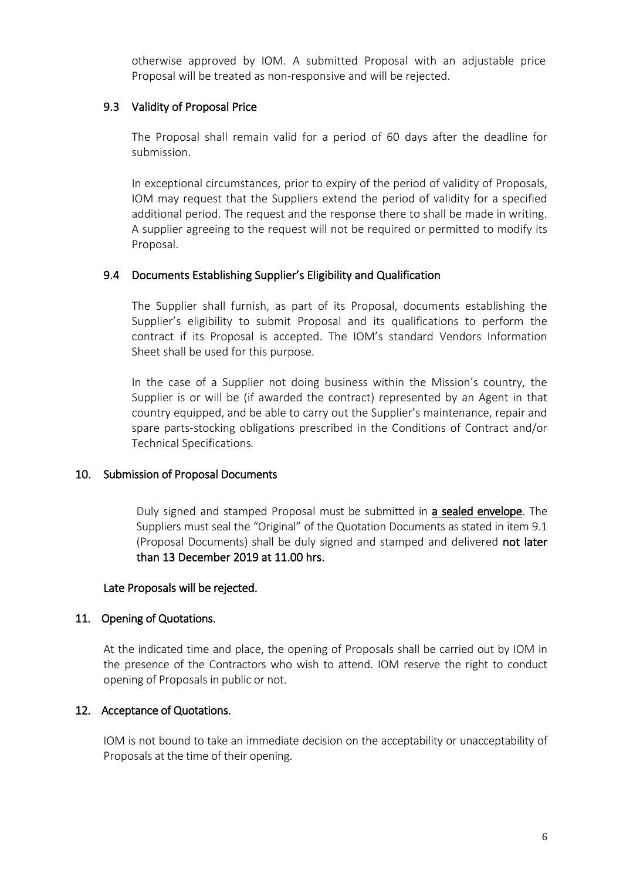otherwise approved by IOM. A submitted Proposal with an adjustable price Proposal will be treated as non-responsive and will be rejected.

### 9.3 Validity of Proposal Price

The Proposal shall remain valid for a period of 60 days after the deadline for submission.

In exceptional circumstances, prior to expiry of the period of validity of Proposals, IOM may request that the Suppliers extend the period of validity for a specified additional period. The request and the response there to shall be made in writing. A supplier agreeing to the request will not be required or permitted to modify its Proposal.

### 9.4 Documents Establishing Supplier's Eligibility and Qualification

The Supplier shall furnish, as part of its Proposal, documents establishing the Supplier's eligibility to submit Proposal and its qualifications to perform the contract if its Proposal is accepted. The IOM's standard Vendors Information Sheet shall be used for this purpose.

In the case of a Supplier not doing business within the Mission's country, the Supplier is or will be (if awarded the contract) represented by an Agent in that country equipped, and be able to carry out the Supplier's maintenance, repair and spare parts-stocking obligations prescribed in the Conditions of Contract and/or Technical Specifications.

## 10. Submission of Proposal Documents

Duly signed and stamped Proposal must be submitted in **a sealed envelope**. The Suppliers must seal the "Original" of the Quotation Documents as stated in item 9.1 (Proposal Documents) shall be duly signed and stamped and delivered **not later than 13 December 2019 at 11.00 hrs.**

Late Proposals will be rejected.

## 11. Opening of Quotations.

At the indicated time and place, the opening of Proposals shall be carried out by IOM in the presence of the Contractors who wish to attend. IOM reserve the right to conduct opening of Proposals in public or not.

## 12. Acceptance of Quotations.

IOM is not bound to take an immediate decision on the acceptability or unacceptability of Proposals at the time of their opening.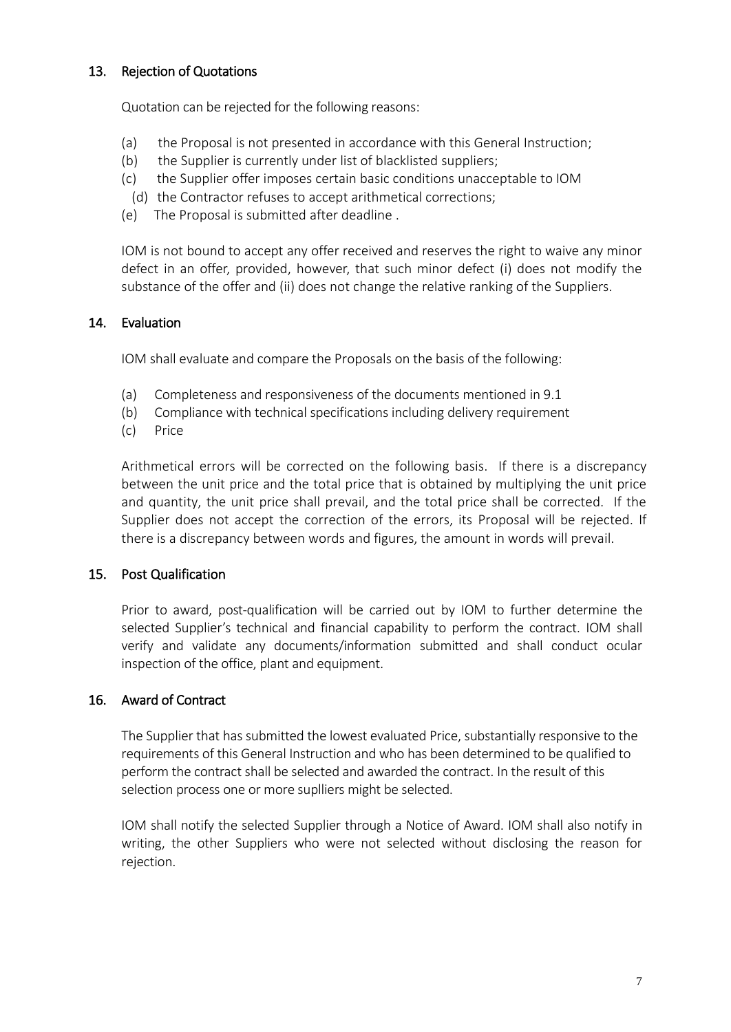## 13. Rejection of Quotations

Quotation can be rejected for the following reasons:

(a) the Proposal is not presented in accordance with this General Instruction;
(b) the Supplier is currently under list of blacklisted suppliers;
(c) the Supplier offer imposes certain basic conditions unacceptable to IOM
(d) the Contractor refuses to accept arithmetical corrections;
(e) The Proposal is submitted after deadline .

IOM is not bound to accept any offer received and reserves the right to waive any minor defect in an offer, provided, however, that such minor defect (i) does not modify the substance of the offer and (ii) does not change the relative ranking of the Suppliers.

## 14. Evaluation

IOM shall evaluate and compare the Proposals on the basis of the following:

(a) Completeness and responsiveness of the documents mentioned in 9.1
(b) Compliance with technical specifications including delivery requirement
(c) Price

Arithmetical errors will be corrected on the following basis. If there is a discrepancy between the unit price and the total price that is obtained by multiplying the unit price and quantity, the unit price shall prevail, and the total price shall be corrected. If the Supplier does not accept the correction of the errors, its Proposal will be rejected. If there is a discrepancy between words and figures, the amount in words will prevail.

## 15. Post Qualification

Prior to award, post-qualification will be carried out by IOM to further determine the selected Supplier's technical and financial capability to perform the contract. IOM shall verify and validate any documents/information submitted and shall conduct ocular inspection of the office, plant and equipment.

## 16. Award of Contract

The Supplier that has submitted the lowest evaluated Price, substantially responsive to the requirements of this General Instruction and who has been determined to be qualified to perform the contract shall be selected and awarded the contract. In the result of this selection process one or more suplliers might be selected.

IOM shall notify the selected Supplier through a Notice of Award. IOM shall also notify in writing, the other Suppliers who were not selected without disclosing the reason for rejection.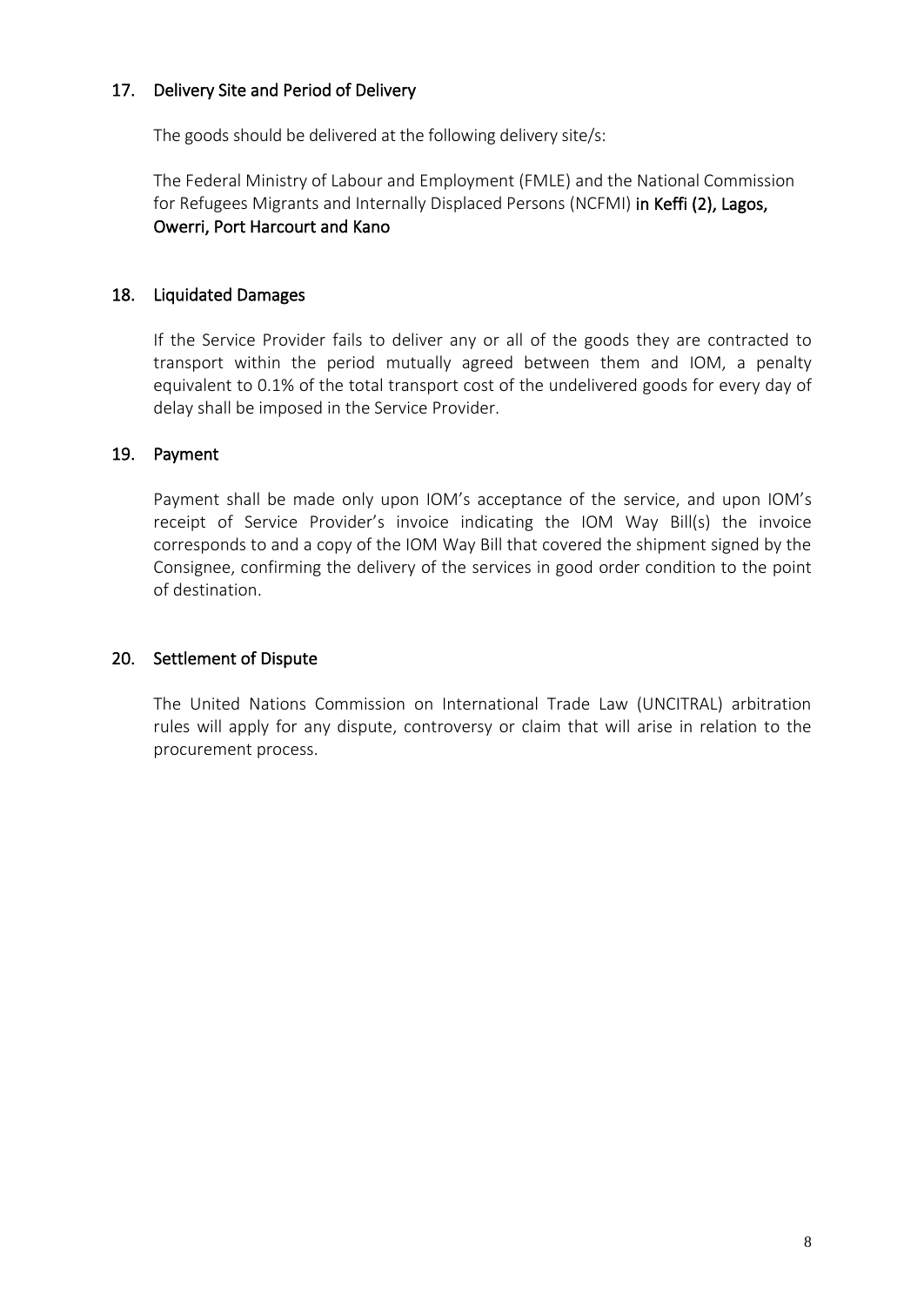## 17. Delivery Site and Period of Delivery

The goods should be delivered at the following delivery site/s:

The Federal Ministry of Labour and Employment (FMLE) and the National Commission for Refugees Migrants and Internally Displaced Persons (NCFMI) **in Keffi (2), Lagos, Owerri, Port Harcourt and Kano**

## 18. Liquidated Damages

If the Service Provider fails to deliver any or all of the goods they are contracted to transport within the period mutually agreed between them and IOM, a penalty equivalent to 0.1% of the total transport cost of the undelivered goods for every day of delay shall be imposed in the Service Provider.

## 19. Payment

Payment shall be made only upon IOM's acceptance of the service, and upon IOM's receipt of Service Provider's invoice indicating the IOM Way Bill(s) the invoice corresponds to and a copy of the IOM Way Bill that covered the shipment signed by the Consignee, confirming the delivery of the services in good order condition to the point of destination.

## 20. Settlement of Dispute

The United Nations Commission on International Trade Law (UNCITRAL) arbitration rules will apply for any dispute, controversy or claim that will arise in relation to the procurement process.